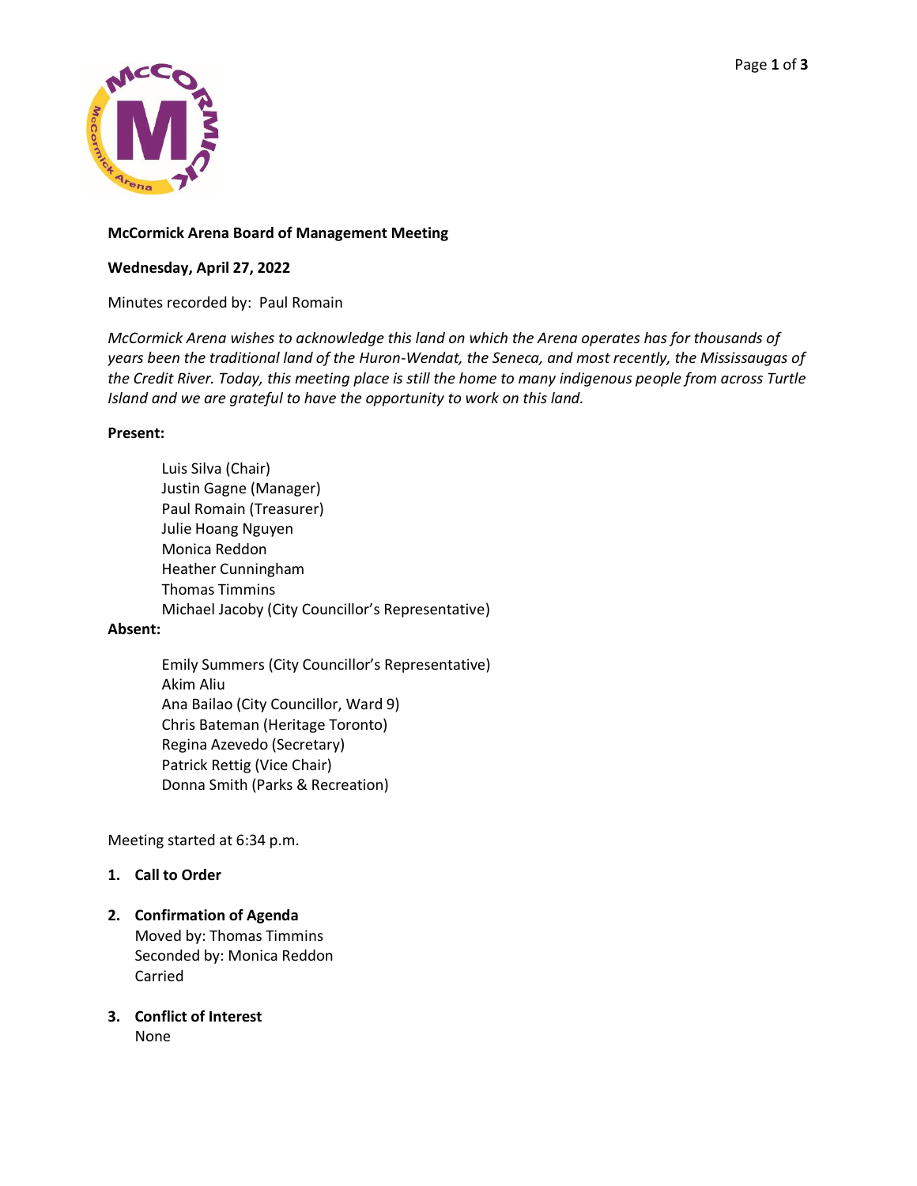**McCormick Arena Board of Management Meeting**

**Wednesday, April 27, 2022**

Minutes recorded by: Paul Romain

*McCormick Arena wishes to acknowledge this land on which the Arena operates has for thousands of years been the traditional land of the Huron-Wendat, the Seneca, and most recently, the Mississaugas of the Credit River. Today, this meeting place is still the home to many indigenous people from across Turtle Island and we are grateful to have the opportunity to work on this land.*

**Present:**

- Luis Silva (Chair)
- Justin Gagne (Manager)
- Paul Romain (Treasurer)
- Julie Hoang Nguyen
- Monica Reddon
- Heather Cunningham
- Thomas Timmins
- Michael Jacoby (City Councillor's Representative)

**Absent:**

- Emily Summers (City Councillor's Representative)
- Akim Aliu
- Ana Bailao (City Councillor, Ward 9)
- Chris Bateman (Heritage Toronto)
- Regina Azevedo (Secretary)
- Patrick Rettig (Vice Chair)
- Donna Smith (Parks & Recreation)

Meeting started at 6:34 p.m.

1. **Call to Order**

2. **Confirmation of Agenda**
   Moved by: Thomas Timmins
   Seconded by: Monica Reddon
   Carried

3. **Conflict of Interest**
   None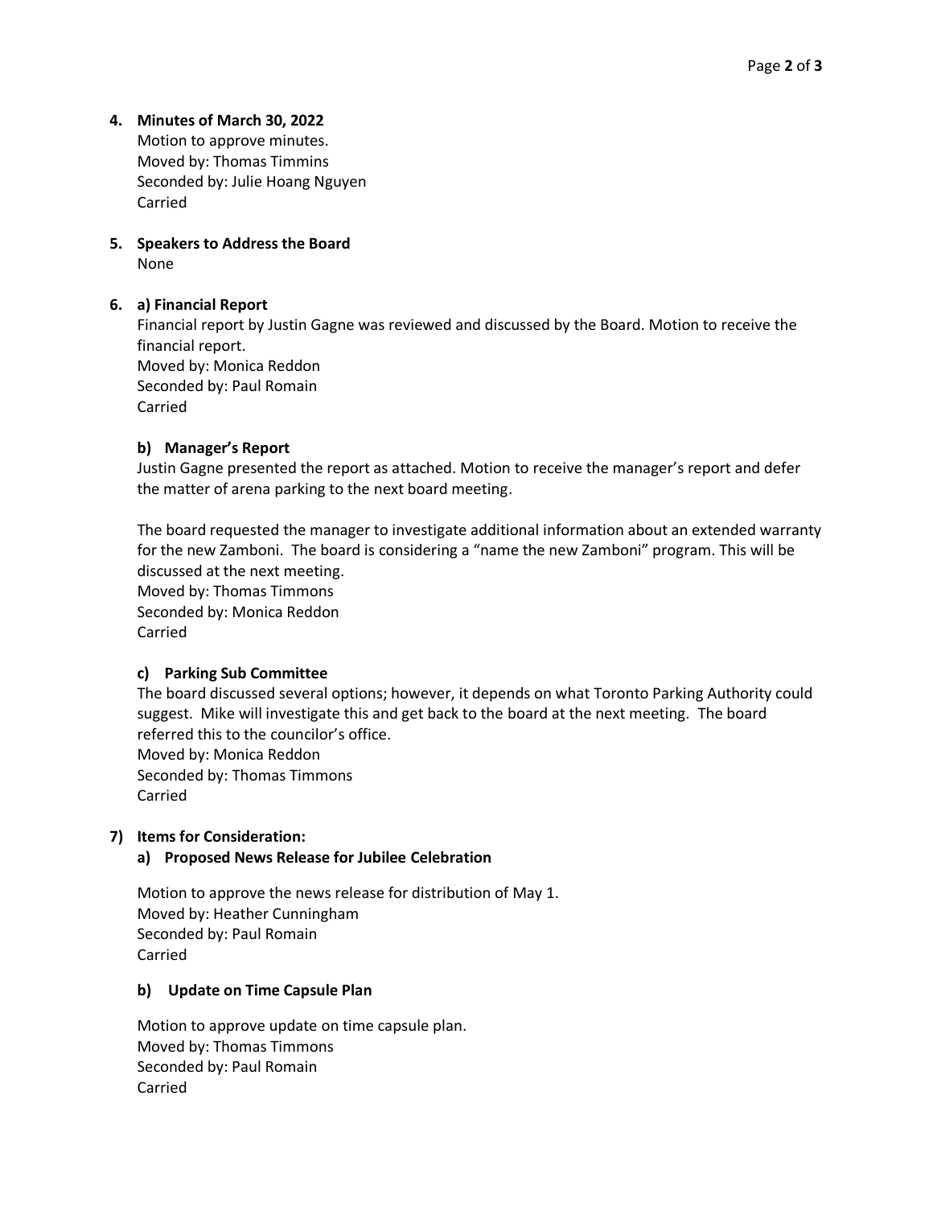**4. Minutes of March 30, 2022**

Motion to approve minutes.
Moved by: Thomas Timmins
Seconded by: Julie Hoang Nguyen
Carried

**5. Speakers to Address the Board**

None

**6. a) Financial Report**

Financial report by Justin Gagne was reviewed and discussed by the Board. Motion to receive the financial report.
Moved by: Monica Reddon
Seconded by: Paul Romain
Carried

**b) Manager's Report**

Justin Gagne presented the report as attached. Motion to receive the manager's report and defer the matter of arena parking to the next board meeting.

The board requested the manager to investigate additional information about an extended warranty for the new Zamboni. The board is considering a "name the new Zamboni" program. This will be discussed at the next meeting.
Moved by: Thomas Timmons
Seconded by: Monica Reddon
Carried

**c) Parking Sub Committee**

The board discussed several options; however, it depends on what Toronto Parking Authority could suggest. Mike will investigate this and get back to the board at the next meeting. The board referred this to the councilor's office.
Moved by: Monica Reddon
Seconded by: Thomas Timmons
Carried

**7) Items for Consideration:**

**a) Proposed News Release for Jubilee Celebration**

Motion to approve the news release for distribution of May 1.
Moved by: Heather Cunningham
Seconded by: Paul Romain
Carried

**b) Update on Time Capsule Plan**

Motion to approve update on time capsule plan.
Moved by: Thomas Timmons
Seconded by: Paul Romain
Carried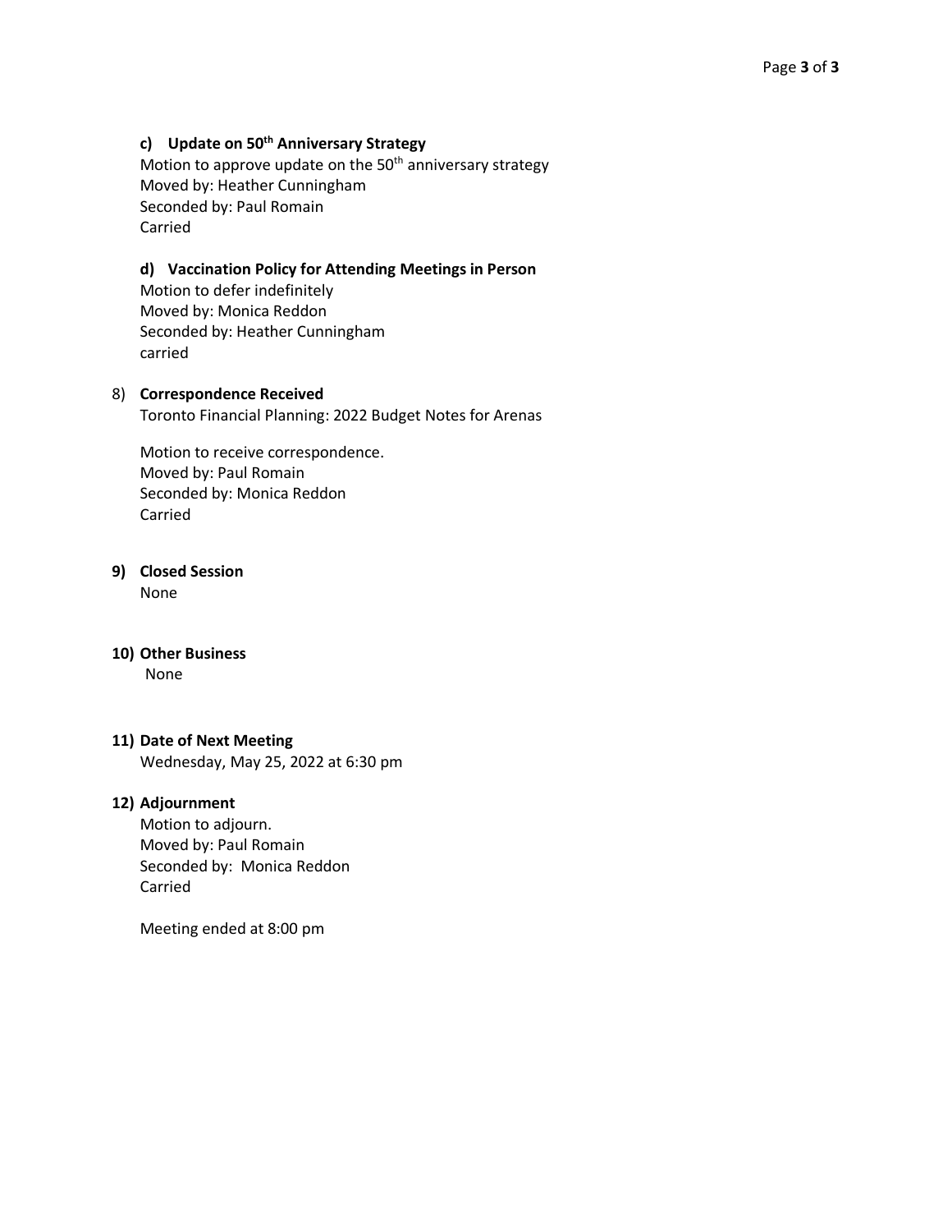**c) Update on 50th Anniversary Strategy**

Motion to approve update on the 50th anniversary strategy
Moved by: Heather Cunningham
Seconded by: Paul Romain
Carried

**d) Vaccination Policy for Attending Meetings in Person**

Motion to defer indefinitely
Moved by: Monica Reddon
Seconded by: Heather Cunningham
carried

8) **Correspondence Received**

Toronto Financial Planning: 2022 Budget Notes for Arenas

Motion to receive correspondence.
Moved by: Paul Romain
Seconded by: Monica Reddon
Carried

**9) Closed Session**

None

**10) Other Business**

None

**11) Date of Next Meeting**

Wednesday, May 25, 2022 at 6:30 pm

**12) Adjournment**

Motion to adjourn.
Moved by: Paul Romain
Seconded by: Monica Reddon
Carried

Meeting ended at 8:00 pm